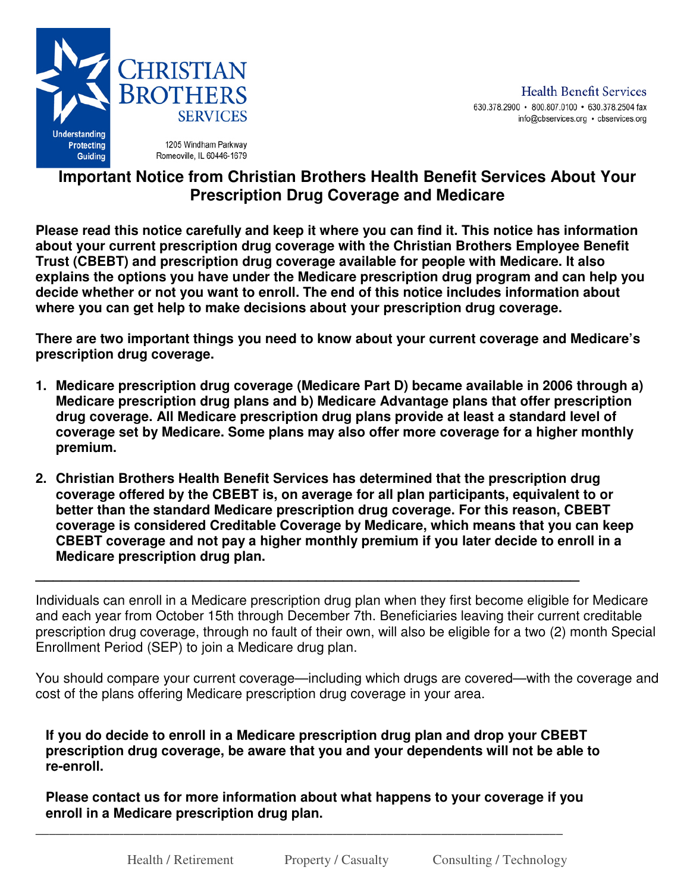CHRISTIAN BROTHERS SERVICES

Understanding Protecting Guiding

1205 Windham Parkway
Romeoville, IL 60446-1679

Health Benefit Services
630.378.2900 • 800.807.0100 • 630.378.2504 fax
info@cbservices.org • cbservices.org

# Important Notice from Christian Brothers Health Benefit Services About Your Prescription Drug Coverage and Medicare

**Please read this notice carefully and keep it where you can find it. This notice has information about your current prescription drug coverage with the Christian Brothers Employee Benefit Trust (CBEBT) and prescription drug coverage available for people with Medicare. It also explains the options you have under the Medicare prescription drug program and can help you decide whether or not you want to enroll. The end of this notice includes information about where you can get help to make decisions about your prescription drug coverage.**

**There are two important things you need to know about your current coverage and Medicare's prescription drug coverage.**

1. **Medicare prescription drug coverage (Medicare Part D) became available in 2006 through a) Medicare prescription drug plans and b) Medicare Advantage plans that offer prescription drug coverage. All Medicare prescription drug plans provide at least a standard level of coverage set by Medicare. Some plans may also offer more coverage for a higher monthly premium.**
2. **Christian Brothers Health Benefit Services has determined that the prescription drug coverage offered by the CBEBT is, on average for all plan participants, equivalent to or better than the standard Medicare prescription drug coverage. For this reason, CBEBT coverage is considered Creditable Coverage by Medicare, which means that you can keep CBEBT coverage and not pay a higher monthly premium if you later decide to enroll in a Medicare prescription drug plan.**

---

Individuals can enroll in a Medicare prescription drug plan when they first become eligible for Medicare and each year from October 15th through December 7th. Beneficiaries leaving their current creditable prescription drug coverage, through no fault of their own, will also be eligible for a two (2) month Special Enrollment Period (SEP) to join a Medicare drug plan.

You should compare your current coverage—including which drugs are covered—with the coverage and cost of the plans offering Medicare prescription drug coverage in your area.

**If you do decide to enroll in a Medicare prescription drug plan and drop your CBEBT prescription drug coverage, be aware that you and your dependents will not be able to re-enroll.**

**Please contact us for more information about what happens to your coverage if you enroll in a Medicare prescription drug plan.**

---

Health / Retirement    Property / Casualty    Consulting / Technology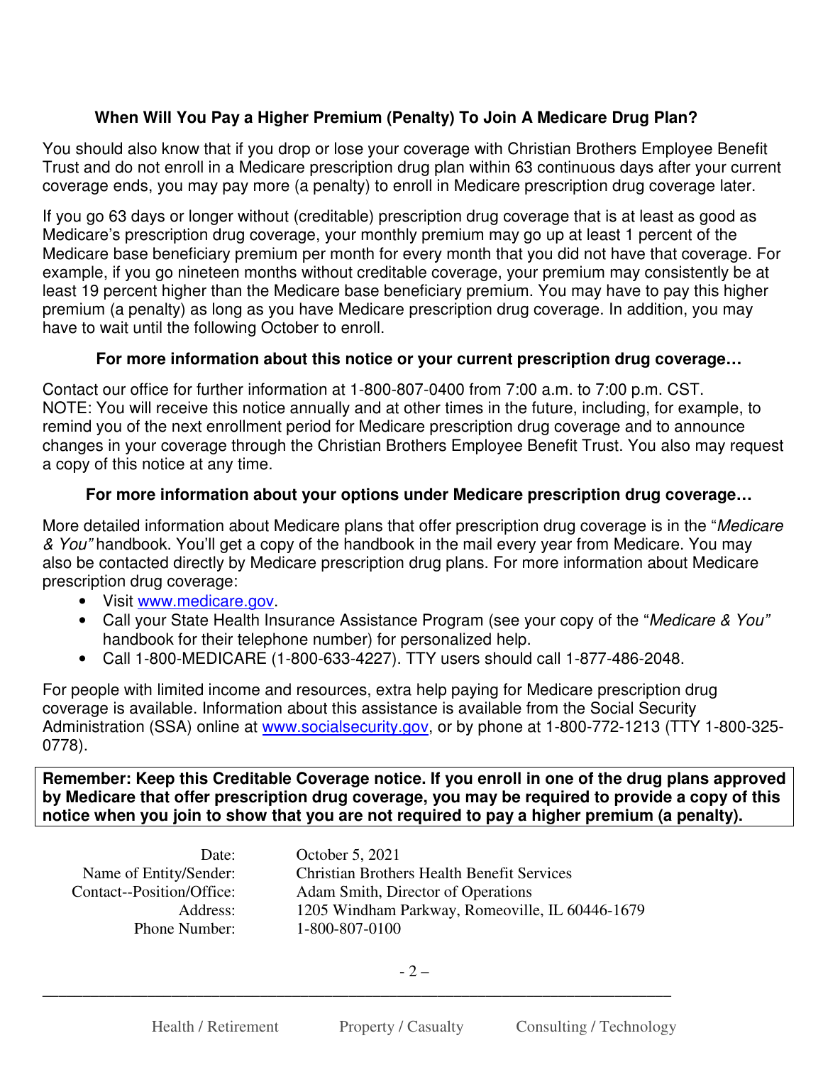### When Will You Pay a Higher Premium (Penalty) To Join A Medicare Drug Plan?

You should also know that if you drop or lose your coverage with Christian Brothers Employee Benefit Trust and do not enroll in a Medicare prescription drug plan within 63 continuous days after your current coverage ends, you may pay more (a penalty) to enroll in Medicare prescription drug coverage later.

If you go 63 days or longer without (creditable) prescription drug coverage that is at least as good as Medicare's prescription drug coverage, your monthly premium may go up at least 1 percent of the Medicare base beneficiary premium per month for every month that you did not have that coverage. For example, if you go nineteen months without creditable coverage, your premium may consistently be at least 19 percent higher than the Medicare base beneficiary premium. You may have to pay this higher premium (a penalty) as long as you have Medicare prescription drug coverage. In addition, you may have to wait until the following October to enroll.

### For more information about this notice or your current prescription drug coverage…

Contact our office for further information at 1-800-807-0400 from 7:00 a.m. to 7:00 p.m. CST.
NOTE: You will receive this notice annually and at other times in the future, including, for example, to remind you of the next enrollment period for Medicare prescription drug coverage and to announce changes in your coverage through the Christian Brothers Employee Benefit Trust. You also may request a copy of this notice at any time.

### For more information about your options under Medicare prescription drug coverage…

More detailed information about Medicare plans that offer prescription drug coverage is in the "*Medicare & You"* handbook. You'll get a copy of the handbook in the mail every year from Medicare. You may also be contacted directly by Medicare prescription drug plans. For more information about Medicare prescription drug coverage:

- Visit www.medicare.gov.
- Call your State Health Insurance Assistance Program (see your copy of the "*Medicare & You"* handbook for their telephone number) for personalized help.
- Call 1-800-MEDICARE (1-800-633-4227). TTY users should call 1-877-486-2048.

For people with limited income and resources, extra help paying for Medicare prescription drug coverage is available. Information about this assistance is available from the Social Security Administration (SSA) online at www.socialsecurity.gov, or by phone at 1-800-772-1213 (TTY 1-800-325-0778).

**Remember: Keep this Creditable Coverage notice. If you enroll in one of the drug plans approved by Medicare that offer prescription drug coverage, you may be required to provide a copy of this notice when you join to show that you are not required to pay a higher premium (a penalty).**

| | |
|---|---|
| Date: | October 5, 2021 |
| Name of Entity/Sender: | Christian Brothers Health Benefit Services |
| Contact--Position/Office: | Adam Smith, Director of Operations |
| Address: | 1205 Windham Parkway, Romeoville, IL 60446-1679 |
| Phone Number: | 1-800-807-0100 |

Health / Retirement Property / Casualty Consulting / Technology